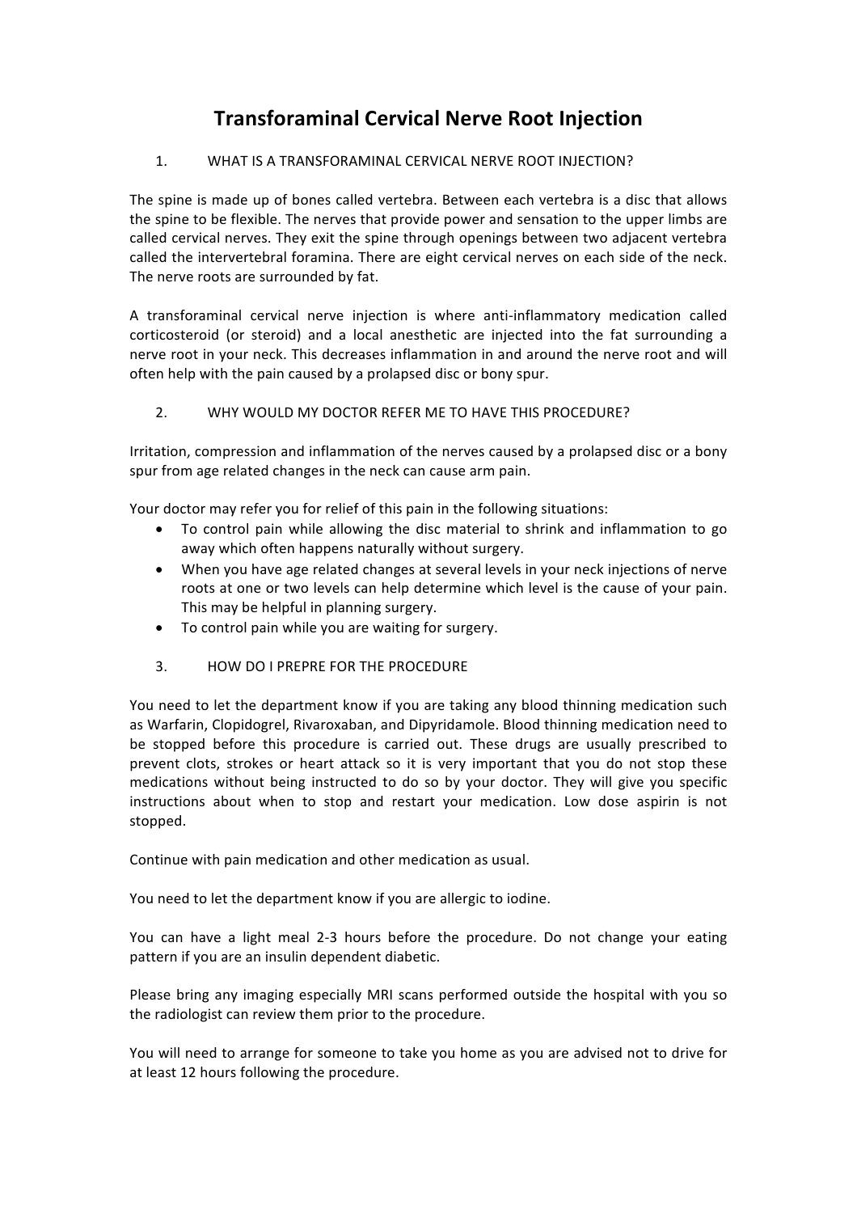# Transforaminal Cervical Nerve Root Injection

## 1. WHAT IS A TRANSFORAMINAL CERVICAL NERVE ROOT INJECTION?

The spine is made up of bones called vertebra. Between each vertebra is a disc that allows the spine to be flexible. The nerves that provide power and sensation to the upper limbs are called cervical nerves. They exit the spine through openings between two adjacent vertebra called the intervertebral foramina. There are eight cervical nerves on each side of the neck. The nerve roots are surrounded by fat.

A transforaminal cervical nerve injection is where anti-inflammatory medication called corticosteroid (or steroid) and a local anesthetic are injected into the fat surrounding a nerve root in your neck. This decreases inflammation in and around the nerve root and will often help with the pain caused by a prolapsed disc or bony spur.

## 2. WHY WOULD MY DOCTOR REFER ME TO HAVE THIS PROCEDURE?

Irritation, compression and inflammation of the nerves caused by a prolapsed disc or a bony spur from age related changes in the neck can cause arm pain.

Your doctor may refer you for relief of this pain in the following situations:

- To control pain while allowing the disc material to shrink and inflammation to go away which often happens naturally without surgery.
- When you have age related changes at several levels in your neck injections of nerve roots at one or two levels can help determine which level is the cause of your pain. This may be helpful in planning surgery.
- To control pain while you are waiting for surgery.

## 3. HOW DO I PREPRE FOR THE PROCEDURE

You need to let the department know if you are taking any blood thinning medication such as Warfarin, Clopidogrel, Rivaroxaban, and Dipyridamole. Blood thinning medication need to be stopped before this procedure is carried out. These drugs are usually prescribed to prevent clots, strokes or heart attack so it is very important that you do not stop these medications without being instructed to do so by your doctor. They will give you specific instructions about when to stop and restart your medication. Low dose aspirin is not stopped.

Continue with pain medication and other medication as usual.

You need to let the department know if you are allergic to iodine.

You can have a light meal 2-3 hours before the procedure. Do not change your eating pattern if you are an insulin dependent diabetic.

Please bring any imaging especially MRI scans performed outside the hospital with you so the radiologist can review them prior to the procedure.

You will need to arrange for someone to take you home as you are advised not to drive for at least 12 hours following the procedure.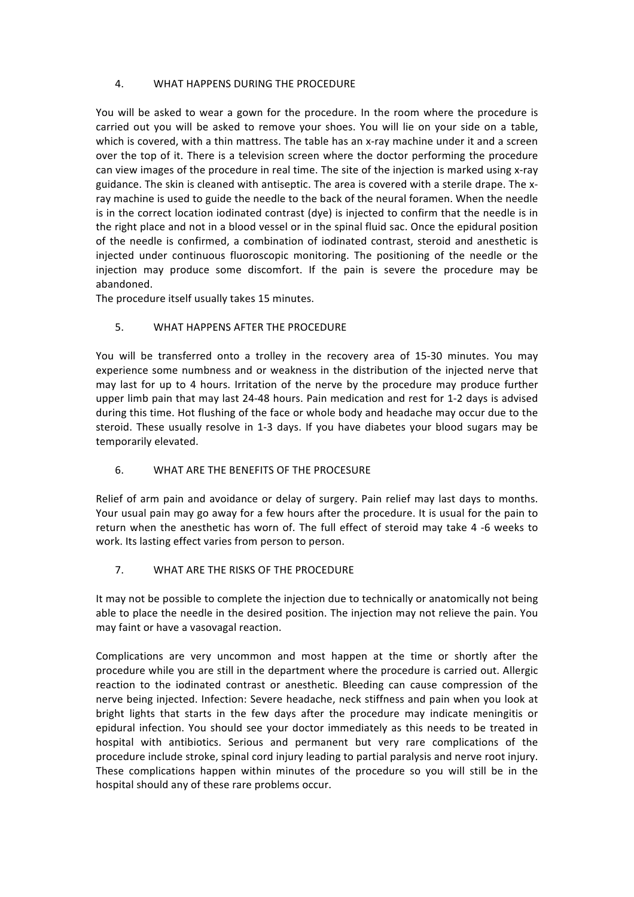## 4. WHAT HAPPENS DURING THE PROCEDURE

You will be asked to wear a gown for the procedure. In the room where the procedure is carried out you will be asked to remove your shoes. You will lie on your side on a table, which is covered, with a thin mattress. The table has an x-ray machine under it and a screen over the top of it. There is a television screen where the doctor performing the procedure can view images of the procedure in real time. The site of the injection is marked using x-ray guidance. The skin is cleaned with antiseptic. The area is covered with a sterile drape. The x-ray machine is used to guide the needle to the back of the neural foramen. When the needle is in the correct location iodinated contrast (dye) is injected to confirm that the needle is in the right place and not in a blood vessel or in the spinal fluid sac. Once the epidural position of the needle is confirmed, a combination of iodinated contrast, steroid and anesthetic is injected under continuous fluoroscopic monitoring. The positioning of the needle or the injection may produce some discomfort. If the pain is severe the procedure may be abandoned.
The procedure itself usually takes 15 minutes.

## 5. WHAT HAPPENS AFTER THE PROCEDURE

You will be transferred onto a trolley in the recovery area of 15-30 minutes. You may experience some numbness and or weakness in the distribution of the injected nerve that may last for up to 4 hours. Irritation of the nerve by the procedure may produce further upper limb pain that may last 24-48 hours. Pain medication and rest for 1-2 days is advised during this time. Hot flushing of the face or whole body and headache may occur due to the steroid. These usually resolve in 1-3 days. If you have diabetes your blood sugars may be temporarily elevated.

## 6. WHAT ARE THE BENEFITS OF THE PROCESURE

Relief of arm pain and avoidance or delay of surgery. Pain relief may last days to months. Your usual pain may go away for a few hours after the procedure. It is usual for the pain to return when the anesthetic has worn of. The full effect of steroid may take 4 -6 weeks to work. Its lasting effect varies from person to person.

## 7. WHAT ARE THE RISKS OF THE PROCEDURE

It may not be possible to complete the injection due to technically or anatomically not being able to place the needle in the desired position. The injection may not relieve the pain. You may faint or have a vasovagal reaction.

Complications are very uncommon and most happen at the time or shortly after the procedure while you are still in the department where the procedure is carried out. Allergic reaction to the iodinated contrast or anesthetic. Bleeding can cause compression of the nerve being injected. Infection: Severe headache, neck stiffness and pain when you look at bright lights that starts in the few days after the procedure may indicate meningitis or epidural infection. You should see your doctor immediately as this needs to be treated in hospital with antibiotics. Serious and permanent but very rare complications of the procedure include stroke, spinal cord injury leading to partial paralysis and nerve root injury. These complications happen within minutes of the procedure so you will still be in the hospital should any of these rare problems occur.